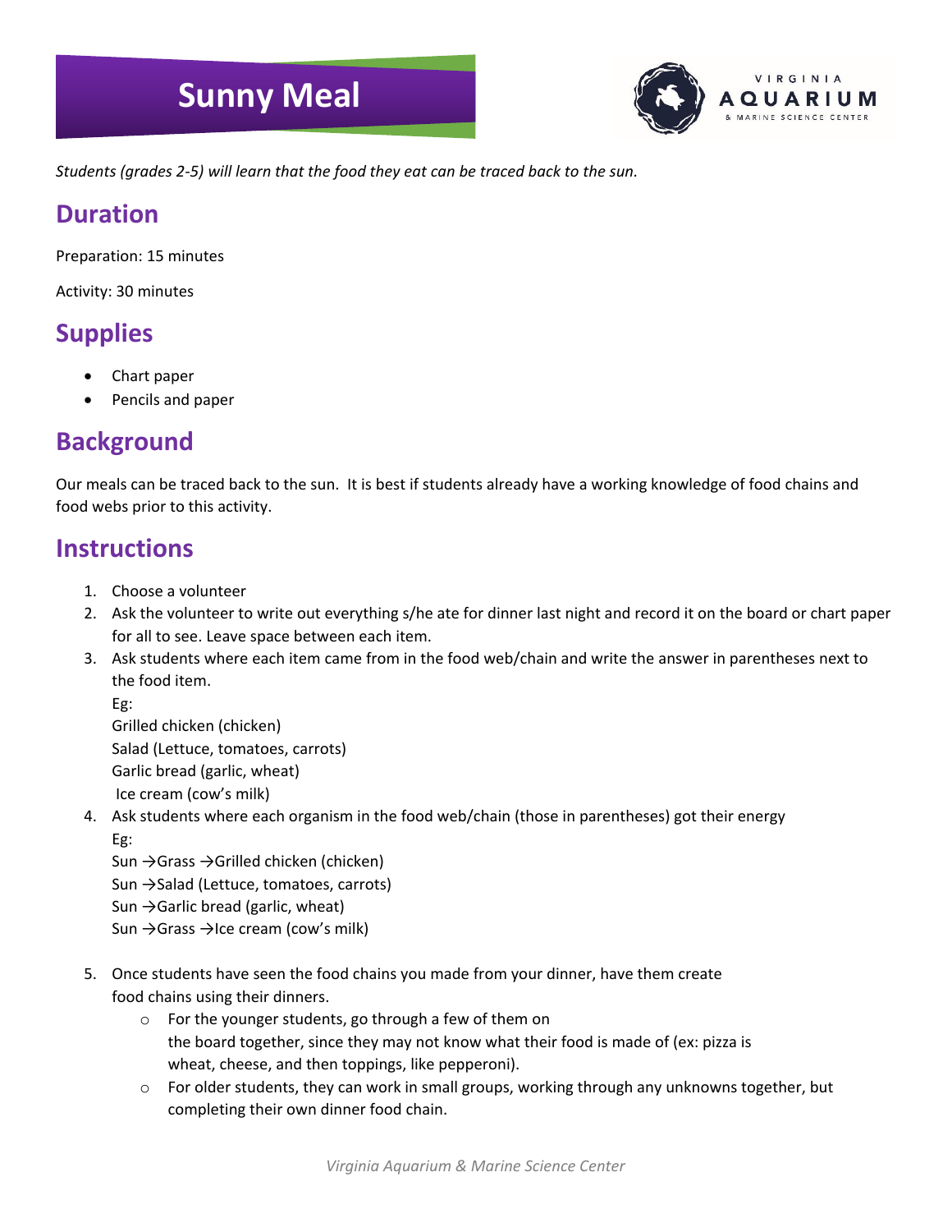# Sunny Meal

*Students (grades 2-5) will learn that the food they eat can be traced back to the sun.*

## Duration

Preparation: 15 minutes

Activity: 30 minutes

## Supplies

- Chart paper
- Pencils and paper

## Background

Our meals can be traced back to the sun. It is best if students already have a working knowledge of food chains and food webs prior to this activity.

## Instructions

1. Choose a volunteer
2. Ask the volunteer to write out everything s/he ate for dinner last night and record it on the board or chart paper for all to see. Leave space between each item.
3. Ask students where each item came from in the food web/chain and write the answer in parentheses next to the food item.
   Eg:
   Grilled chicken (chicken)
   Salad (Lettuce, tomatoes, carrots)
   Garlic bread (garlic, wheat)
   Ice cream (cow's milk)
4. Ask students where each organism in the food web/chain (those in parentheses) got their energy
   Eg:
   Sun →Grass →Grilled chicken (chicken)
   Sun →Salad (Lettuce, tomatoes, carrots)
   Sun →Garlic bread (garlic, wheat)
   Sun →Grass →Ice cream (cow's milk)
5. Once students have seen the food chains you made from your dinner, have them create food chains using their dinners.
   - For the younger students, go through a few of them on the board together, since they may not know what their food is made of (ex: pizza is wheat, cheese, and then toppings, like pepperoni).
   - For older students, they can work in small groups, working through any unknowns together, but completing their own dinner food chain.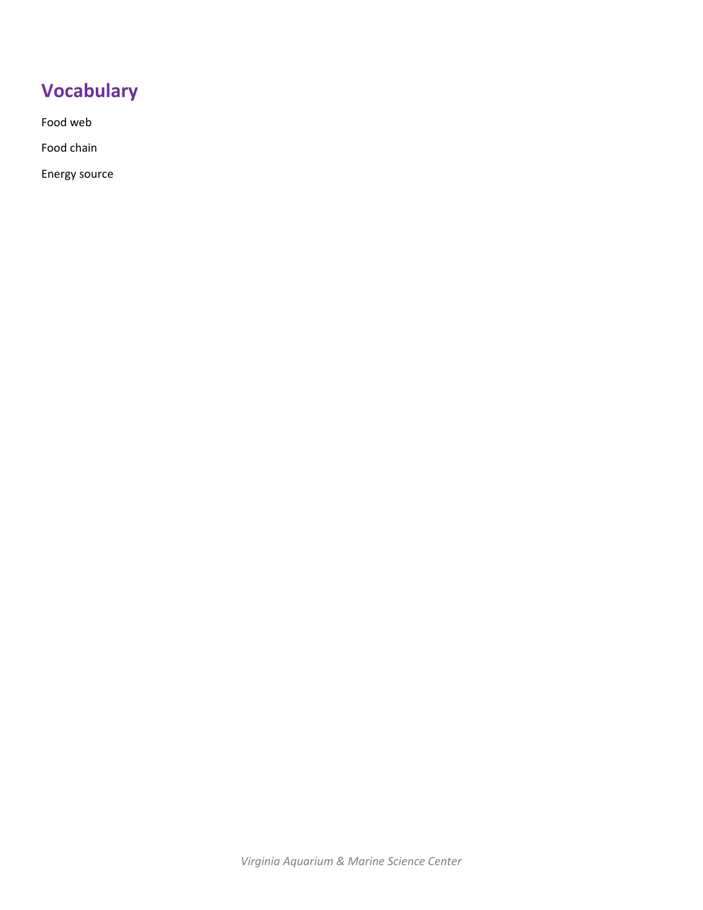## Vocabulary

Food web

Food chain

Energy source